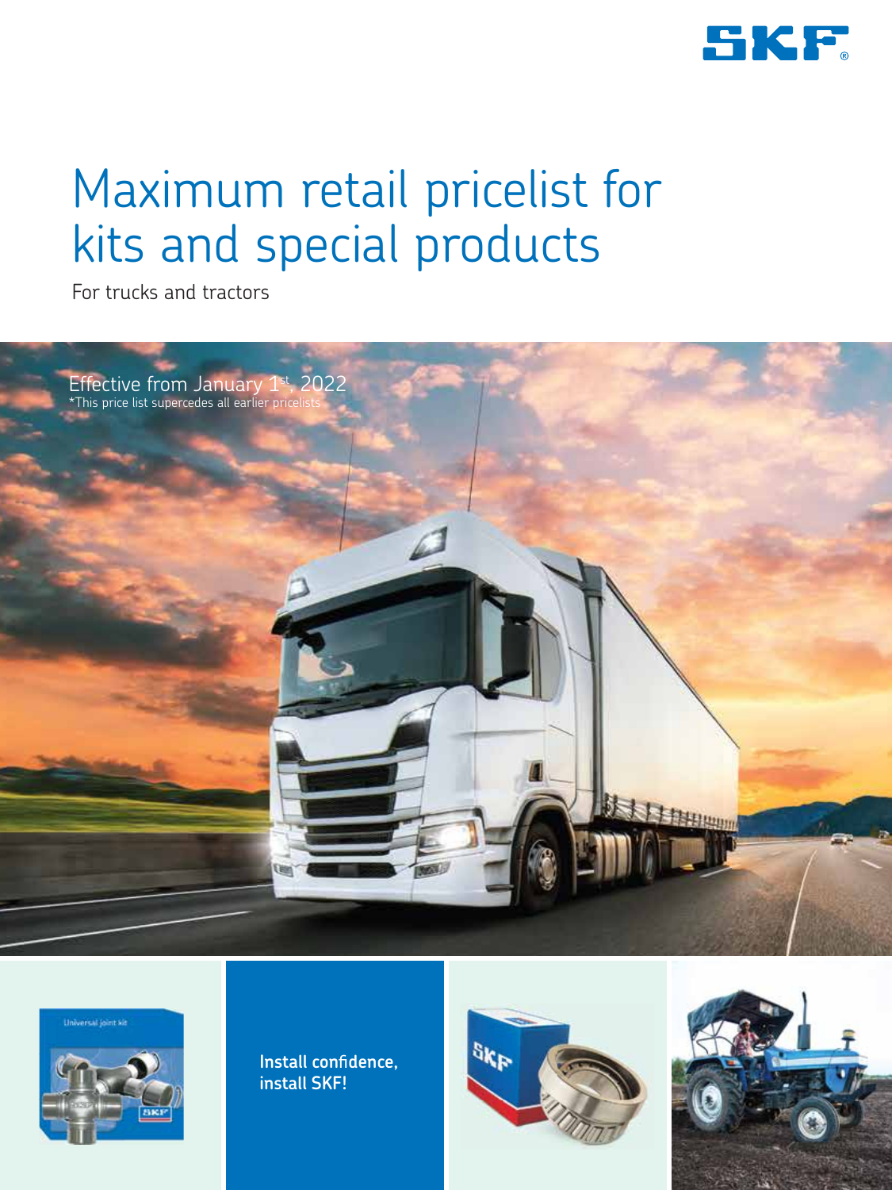# Maximum retail pricelist for kits and special products

For trucks and tractors

Effective from January 1st, 2022

*This price list supercedes all earlier pricelists

Install confidence, install SKF!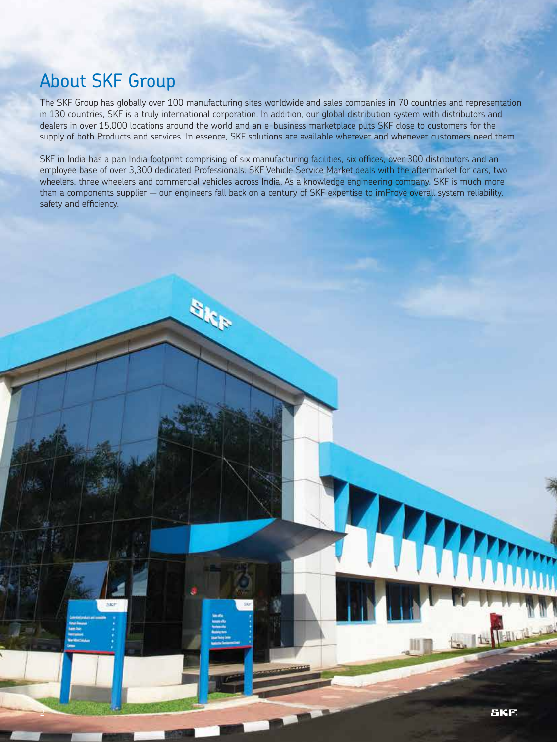## About SKF Group

The SKF Group has globally over 100 manufacturing sites worldwide and sales companies in 70 countries and representation in 130 countries, SKF is a truly international corporation. In addition, our global distribution system with distributors and dealers in over 15,000 locations around the world and an e-business marketplace puts SKF close to customers for the supply of both Products and services. In essence, SKF solutions are available wherever and whenever customers need them.

SKF in India has a pan India footprint comprising of six manufacturing facilities, six offices, over 300 distributors and an employee base of over 3,300 dedicated Professionals. SKF Vehicle Service Market deals with the aftermarket for cars, two wheelers, three wheelers and commercial vehicles across India. As a knowledge engineering company, SKF is much more than a components supplier — our engineers fall back on a century of SKF expertise to imProve overall system reliability, safety and efficiency.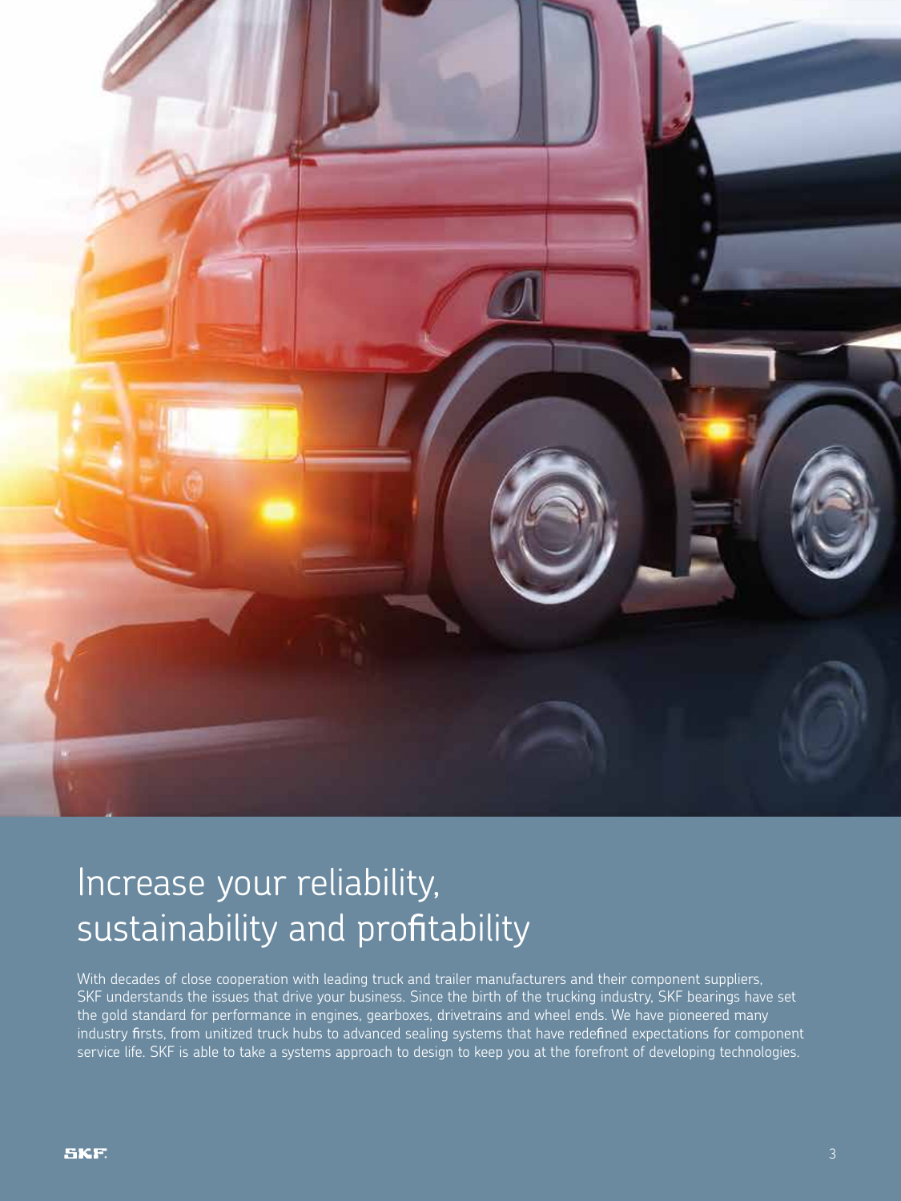# Increase your reliability, sustainability and profitability

With decades of close cooperation with leading truck and trailer manufacturers and their component suppliers, SKF understands the issues that drive your business. Since the birth of the trucking industry, SKF bearings have set the gold standard for performance in engines, gearboxes, drivetrains and wheel ends. We have pioneered many industry firsts, from unitized truck hubs to advanced sealing systems that have redefined expectations for component service life. SKF is able to take a systems approach to design to keep you at the forefront of developing technologies.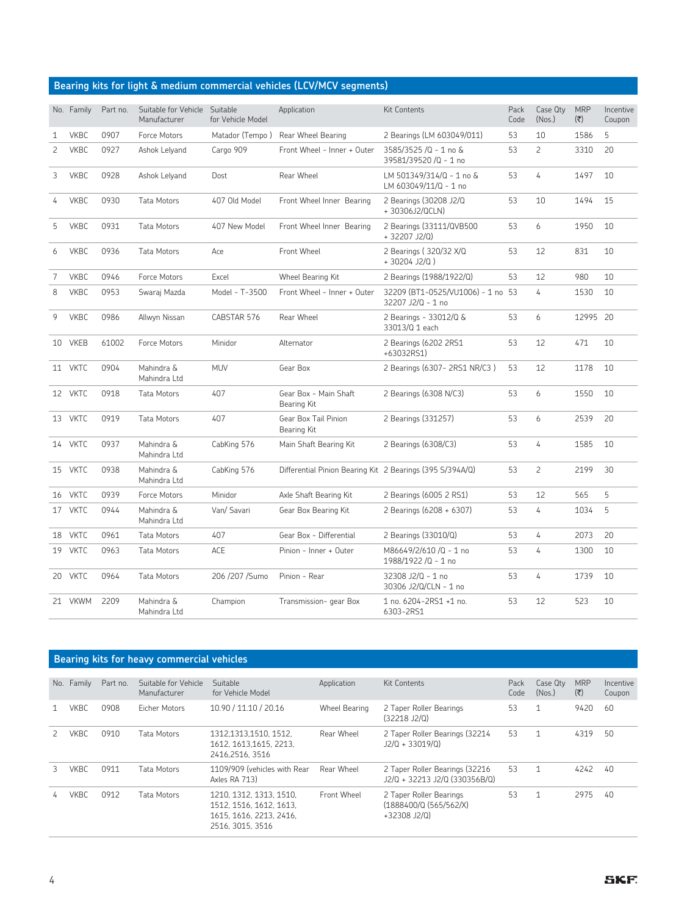## Bearing kits for light & medium commercial vehicles (LCV/MCV segments)

| No. | Family | Part no. | Suitable for Vehicle Manufacturer | Suitable for Vehicle Model | Application | Kit Contents | Pack Code | Case Qty (Nos.) | MRP (₹) | Incentive Coupon |
|---|---|---|---|---|---|---|---|---|---|---|
| 1 | VKBC | 0907 | Force Motors | Matador (Tempo ) | Rear Wheel Bearing | 2 Bearings (LM 603049/011) | 53 | 10 | 1586 | 5 |
| 2 | VKBC | 0927 | Ashok Leyland | Cargo 909 | Front Wheel - Inner + Outer | 3585/3525 /Q - 1 no & 39581/39520 /Q - 1 no | 53 | 2 | 3310 | 20 |
| 3 | VKBC | 0928 | Ashok Leyland | Dost | Rear Wheel | LM 501349/314/Q - 1 no & LM 603049/11/Q - 1 no | 53 | 4 | 1497 | 10 |
| 4 | VKBC | 0930 | Tata Motors | 407 Old Model | Front Wheel Inner Bearing | 2 Bearings (30208 J2/Q + 30306J2/QCLN) | 53 | 10 | 1494 | 15 |
| 5 | VKBC | 0931 | Tata Motors | 407 New Model | Front Wheel Inner Bearing | 2 Bearings (33111/QVB500 + 32207 J2/Q) | 53 | 6 | 1950 | 10 |
| 6 | VKBC | 0936 | Tata Motors | Ace | Front Wheel | 2 Bearings ( 320/32 X/Q + 30204 J2/Q ) | 53 | 12 | 831 | 10 |
| 7 | VKBC | 0946 | Force Motors | Excel | Wheel Bearing Kit | 2 Bearings (1988/1922/Q) | 53 | 12 | 980 | 10 |
| 8 | VKBC | 0953 | Swaraj Mazda | Model - T-3500 | Front Wheel - Inner + Outer | 32209 (BT1-0525/VU1006) - 1 no 32207 J2/Q - 1 no | 53 | 4 | 1530 | 10 |
| 9 | VKBC | 0986 | Allwyn Nissan | CABSTAR 576 | Rear Wheel | 2 Bearings - 33012/Q & 33013/Q 1 each | 53 | 6 | 12995 | 20 |
| 10 | VKEB | 61002 | Force Motors | Minidor | Alternator | 2 Bearings (6202 2RS1 +63032RS1) | 53 | 12 | 471 | 10 |
| 11 | VKTC | 0904 | Mahindra & Mahindra Ltd | MUV | Gear Box | 2 Bearings (6307- 2RS1 NR/C3 ) | 53 | 12 | 1178 | 10 |
| 12 | VKTC | 0918 | Tata Motors | 407 | Gear Box - Main Shaft Bearing Kit | 2 Bearings (6308 N/C3) | 53 | 6 | 1550 | 10 |
| 13 | VKTC | 0919 | Tata Motors | 407 | Gear Box Tail Pinion Bearing Kit | 2 Bearings (331257) | 53 | 6 | 2539 | 20 |
| 14 | VKTC | 0937 | Mahindra & Mahindra Ltd | CabKing 576 | Main Shaft Bearing Kit | 2 Bearings (6308/C3) | 53 | 4 | 1585 | 10 |
| 15 | VKTC | 0938 | Mahindra & Mahindra Ltd | CabKing 576 | Differential Pinion Bearing Kit | 2 Bearings (395 S/394A/Q) | 53 | 2 | 2199 | 30 |
| 16 | VKTC | 0939 | Force Motors | Minidor | Axle Shaft Bearing Kit | 2 Bearings (6005 2 RS1) | 53 | 12 | 565 | 5 |
| 17 | VKTC | 0944 | Mahindra & Mahindra Ltd | Van/ Savari | Gear Box Bearing Kit | 2 Bearings (6208 + 6307) | 53 | 4 | 1034 | 5 |
| 18 | VKTC | 0961 | Tata Motors | 407 | Gear Box - Differential | 2 Bearings (33010/Q) | 53 | 4 | 2073 | 20 |
| 19 | VKTC | 0963 | Tata Motors | ACE | Pinion - Inner + Outer | M86649/2/610 /Q - 1 no 1988/1922 /Q - 1 no | 53 | 4 | 1300 | 10 |
| 20 | VKTC | 0964 | Tata Motors | 206 /207 /Sumo | Pinion - Rear | 32308 J2/Q - 1 no 30306 J2/Q/CLN - 1 no | 53 | 4 | 1739 | 10 |
| 21 | VKWM | 2209 | Mahindra & Mahindra Ltd | Champion | Transmission- gear Box | 1 no. 6204-2RS1 +1 no. 6303-2RS1 | 53 | 12 | 523 | 10 |

## Bearing kits for heavy commercial vehicles

| No. | Family | Part no. | Suitable for Vehicle Manufacturer | Suitable for Vehicle Model | Application | Kit Contents | Pack Code | Case Qty (Nos.) | MRP (₹) | Incentive Coupon |
|---|---|---|---|---|---|---|---|---|---|---|
| 1 | VKBC | 0908 | Eicher Motors | 10.90 / 11.10 / 20.16 | Wheel Bearing | 2 Taper Roller Bearings (32218 J2/Q) | 53 | 1 | 9420 | 60 |
| 2 | VKBC | 0910 | Tata Motors | 1312,1313,1510, 1512, 1612, 1613,1615, 2213, 2416,2516, 3516 | Rear Wheel | 2 Taper Roller Bearings (32214 J2/Q + 33019/Q) | 53 | 1 | 4319 | 50 |
| 3 | VKBC | 0911 | Tata Motors | 1109/909 (vehicles with Rear Axles RA 713) | Rear Wheel | 2 Taper Roller Bearings (32216 J2/Q + 32213 J2/Q (330356B/Q) | 53 | 1 | 4242 | 40 |
| 4 | VKBC | 0912 | Tata Motors | 1210, 1312, 1313, 1510, 1512, 1516, 1612, 1613, 1615, 1616, 2213, 2416, 2516, 3015, 3516 | Front Wheel | 2 Taper Roller Bearings (1888400/Q (565/562/X) +32308 J2/Q) | 53 | 1 | 2975 | 40 |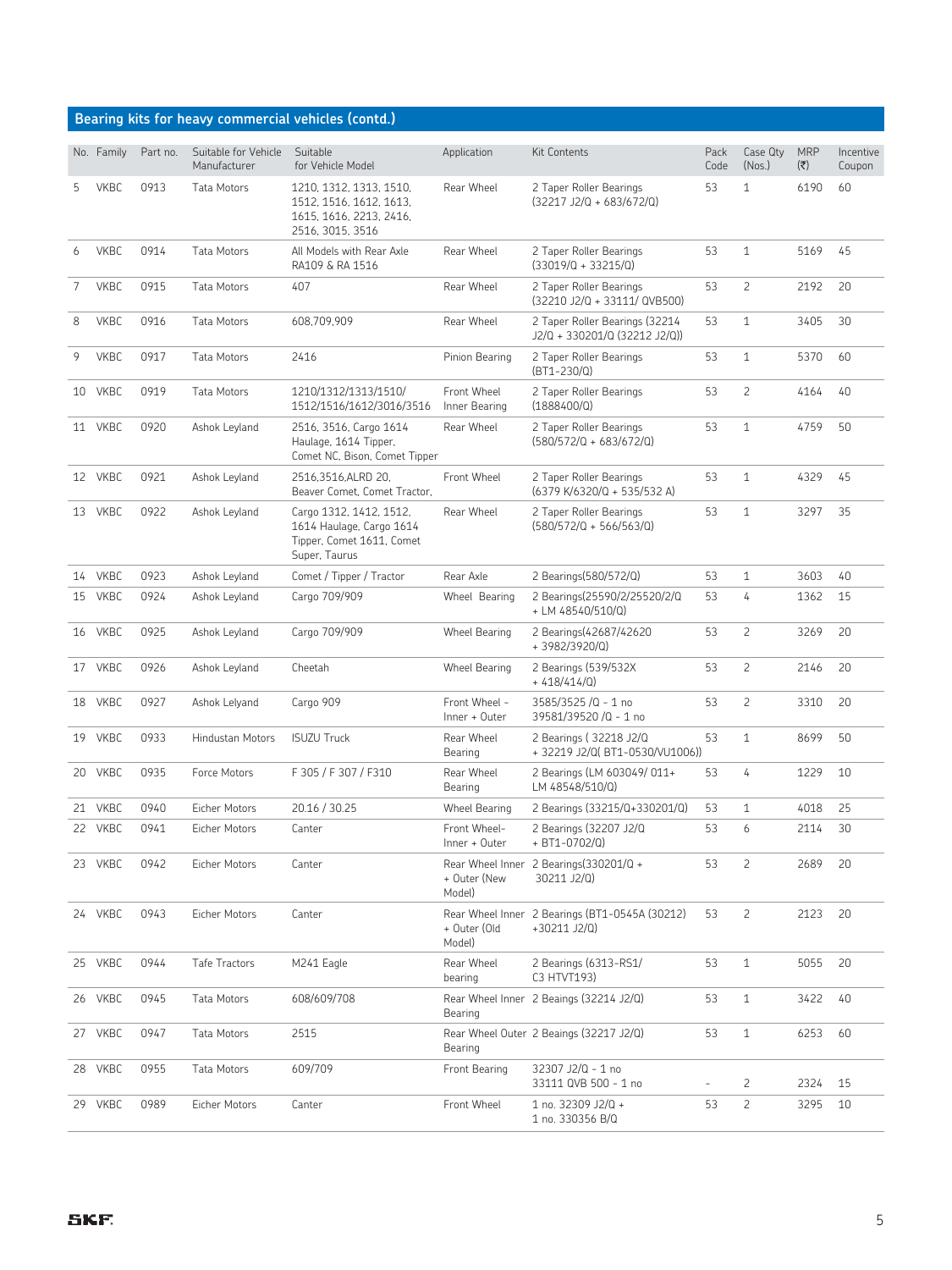## Bearing kits for heavy commercial vehicles (contd.)

| No. | Family | Part no. | Suitable for Vehicle Manufacturer | Suitable for Vehicle Model | Application | Kit Contents | Pack Code | Case Qty (Nos.) | MRP (₹) | Incentive Coupon |
|---|---|---|---|---|---|---|---|---|---|---|
| 5 | VKBC | 0913 | Tata Motors | 1210, 1312, 1313, 1510, 1512, 1516, 1612, 1613, 1615, 1616, 2213, 2416, 2516, 3015, 3516 | Rear Wheel | 2 Taper Roller Bearings (32217 J2/Q + 683/672/Q) | 53 | 1 | 6190 | 60 |
| 6 | VKBC | 0914 | Tata Motors | All Models with Rear Axle RA109 & RA 1516 | Rear Wheel | 2 Taper Roller Bearings (33019/Q + 33215/Q) | 53 | 1 | 5169 | 45 |
| 7 | VKBC | 0915 | Tata Motors | 407 | Rear Wheel | 2 Taper Roller Bearings (32210 J2/Q + 33111/ QVB500) | 53 | 2 | 2192 | 20 |
| 8 | VKBC | 0916 | Tata Motors | 608,709,909 | Rear Wheel | 2 Taper Roller Bearings (32214 J2/Q + 330201/Q (32212 J2/Q)) | 53 | 1 | 3405 | 30 |
| 9 | VKBC | 0917 | Tata Motors | 2416 | Pinion Bearing | 2 Taper Roller Bearings (BT1-230/Q) | 53 | 1 | 5370 | 60 |
| 10 | VKBC | 0919 | Tata Motors | 1210/1312/1313/1510/ 1512/1516/1612/3016/3516 | Front Wheel Inner Bearing | 2 Taper Roller Bearings (1888400/Q) | 53 | 2 | 4164 | 40 |
| 11 | VKBC | 0920 | Ashok Leyland | 2516, 3516, Cargo 1614 Haulage, 1614 Tipper, Comet NC, Bison, Comet Tipper | Rear Wheel | 2 Taper Roller Bearings (580/572/Q + 683/672/Q) | 53 | 1 | 4759 | 50 |
| 12 | VKBC | 0921 | Ashok Leyland | 2516,3516,ALRD 20, Beaver Comet, Comet Tractor, | Front Wheel | 2 Taper Roller Bearings (6379 K/6320/Q + 535/532 A) | 53 | 1 | 4329 | 45 |
| 13 | VKBC | 0922 | Ashok Leyland | Cargo 1312, 1412, 1512, 1614 Haulage, Cargo 1614 Tipper, Comet 1611, Comet Super, Taurus | Rear Wheel | 2 Taper Roller Bearings (580/572/Q + 566/563/Q) | 53 | 1 | 3297 | 35 |
| 14 | VKBC | 0923 | Ashok Leyland | Comet / Tipper / Tractor | Rear Axle | 2 Bearings(580/572/Q) | 53 | 1 | 3603 | 40 |
| 15 | VKBC | 0924 | Ashok Leyland | Cargo 709/909 | Wheel Bearing | 2 Bearings(25590/2/25520/2/Q + LM 48540/510/Q) | 53 | 4 | 1362 | 15 |
| 16 | VKBC | 0925 | Ashok Leyland | Cargo 709/909 | Wheel Bearing | 2 Bearings(42687/42620 + 3982/3920/Q) | 53 | 2 | 3269 | 20 |
| 17 | VKBC | 0926 | Ashok Leyland | Cheetah | Wheel Bearing | 2 Bearings (539/532X + 418/414/Q) | 53 | 2 | 2146 | 20 |
| 18 | VKBC | 0927 | Ashok Lelyand | Cargo 909 | Front Wheel - Inner + Outer | 3585/3525 /Q - 1 no 39581/39520 /Q - 1 no | 53 | 2 | 3310 | 20 |
| 19 | VKBC | 0933 | Hindustan Motors | ISUZU Truck | Rear Wheel Bearing | 2 Bearings ( 32218 J2/Q + 32219 J2/Q( BT1-0530/VU1006)) | 53 | 1 | 8699 | 50 |
| 20 | VKBC | 0935 | Force Motors | F 305 / F 307 / F310 | Rear Wheel Bearing | 2 Bearings (LM 603049/ 011+ LM 48548/510/Q) | 53 | 4 | 1229 | 10 |
| 21 | VKBC | 0940 | Eicher Motors | 20.16 / 30.25 | Wheel Bearing | 2 Bearings (33215/Q+330201/Q) | 53 | 1 | 4018 | 25 |
| 22 | VKBC | 0941 | Eicher Motors | Canter | Front Wheel- Inner + Outer | 2 Bearings (32207 J2/Q + BT1-0702/Q) | 53 | 6 | 2114 | 30 |
| 23 | VKBC | 0942 | Eicher Motors | Canter | Rear Wheel Inner + Outer (New Model) | 2 Bearings(330201/Q + 30211 J2/Q) | 53 | 2 | 2689 | 20 |
| 24 | VKBC | 0943 | Eicher Motors | Canter | Rear Wheel Inner + Outer (Old Model) | 2 Bearings (BT1-0545A (30212) +30211 J2/Q) | 53 | 2 | 2123 | 20 |
| 25 | VKBC | 0944 | Tafe Tractors | M241 Eagle | Rear Wheel bearing | 2 Bearings (6313-RS1/ C3 HTVT193) | 53 | 1 | 5055 | 20 |
| 26 | VKBC | 0945 | Tata Motors | 608/609/708 | Rear Wheel Inner Bearing | 2 Beaings (32214 J2/Q) | 53 | 1 | 3422 | 40 |
| 27 | VKBC | 0947 | Tata Motors | 2515 | Rear Wheel Outer Bearing | 2 Beaings (32217 J2/Q) | 53 | 1 | 6253 | 60 |
| 28 | VKBC | 0955 | Tata Motors | 609/709 | Front Bearing | 32307 J2/Q - 1 no 33111 QVB 500 - 1 no | - | 2 | 2324 | 15 |
| 29 | VKBC | 0989 | Eicher Motors | Canter | Front Wheel | 1 no. 32309 J2/Q + 1 no. 330356 B/Q | 53 | 2 | 3295 | 10 |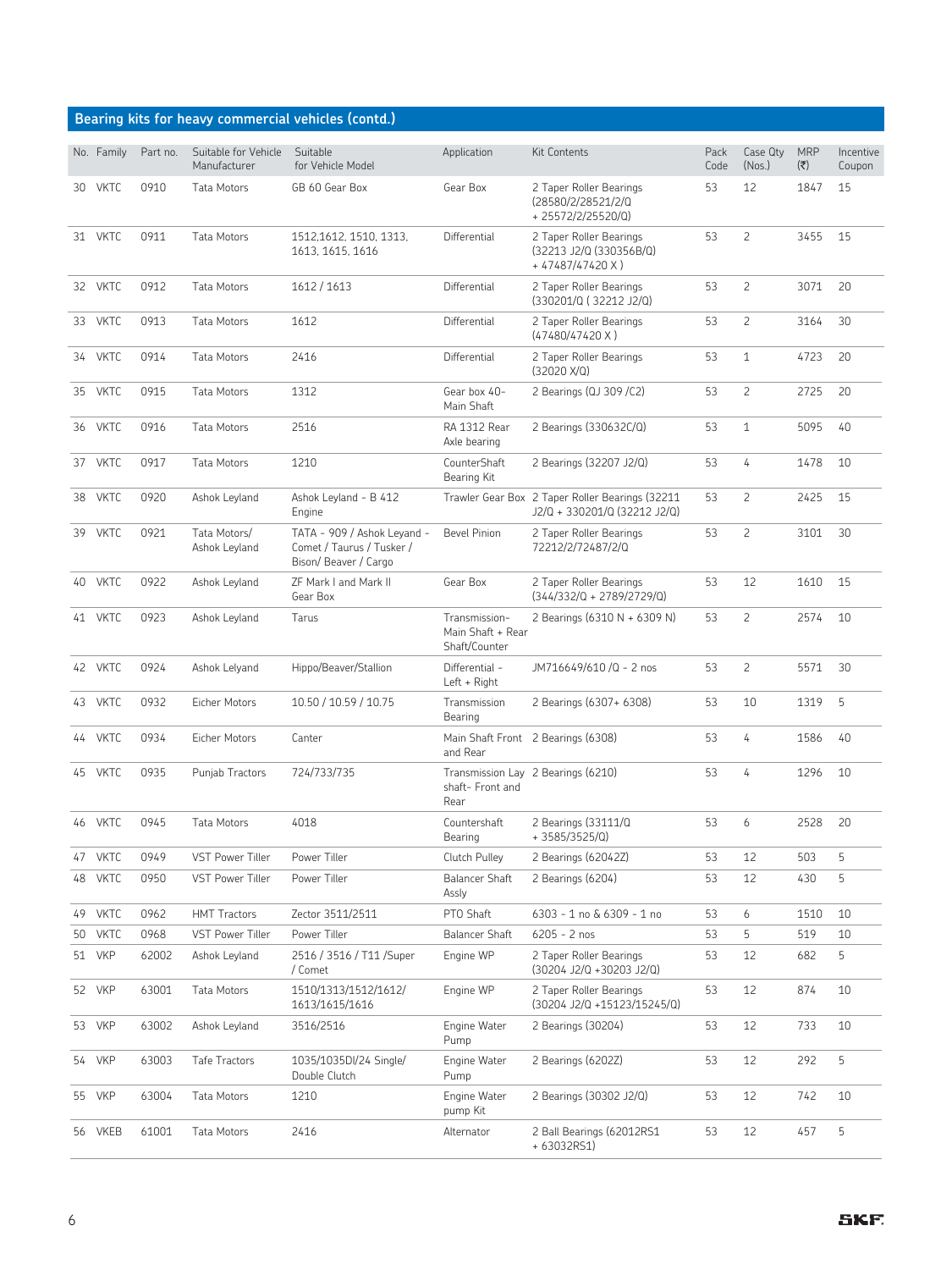## Bearing kits for heavy commercial vehicles (contd.)

| No. | Family | Part no. | Suitable for Vehicle Manufacturer | Suitable for Vehicle Model | Application | Kit Contents | Pack Code | Case Qty (Nos.) | MRP (₹) | Incentive Coupon |
|---|---|---|---|---|---|---|---|---|---|---|
| 30 | VKTC | 0910 | Tata Motors | GB 60 Gear Box | Gear Box | 2 Taper Roller Bearings (28580/2/28521/2/Q + 25572/2/25520/Q) | 53 | 12 | 1847 | 15 |
| 31 | VKTC | 0911 | Tata Motors | 1512,1612, 1510, 1313, 1613, 1615, 1616 | Differential | 2 Taper Roller Bearings (32213 J2/Q (330356B/Q) + 47487/47420 X ) | 53 | 2 | 3455 | 15 |
| 32 | VKTC | 0912 | Tata Motors | 1612 / 1613 | Differential | 2 Taper Roller Bearings (330201/Q ( 32212 J2/Q) | 53 | 2 | 3071 | 20 |
| 33 | VKTC | 0913 | Tata Motors | 1612 | Differential | 2 Taper Roller Bearings (47480/47420 X ) | 53 | 2 | 3164 | 30 |
| 34 | VKTC | 0914 | Tata Motors | 2416 | Differential | 2 Taper Roller Bearings (32020 X/Q) | 53 | 1 | 4723 | 20 |
| 35 | VKTC | 0915 | Tata Motors | 1312 | Gear box 40- Main Shaft | 2 Bearings (QJ 309 /C2) | 53 | 2 | 2725 | 20 |
| 36 | VKTC | 0916 | Tata Motors | 2516 | RA 1312 Rear Axle bearing | 2 Bearings (330632C/Q) | 53 | 1 | 5095 | 40 |
| 37 | VKTC | 0917 | Tata Motors | 1210 | CounterShaft Bearing Kit | 2 Bearings (32207 J2/Q) | 53 | 4 | 1478 | 10 |
| 38 | VKTC | 0920 | Ashok Leyland | Ashok Leyland - B 412 Engine | Trawler Gear Box | 2 Taper Roller Bearings (32211 J2/Q + 330201/Q (32212 J2/Q) | 53 | 2 | 2425 | 15 |
| 39 | VKTC | 0921 | Tata Motors/ Ashok Leyland | TATA - 909 / Ashok Leyand - Comet / Taurus / Tusker / Bison/ Beaver / Cargo | Bevel Pinion | 2 Taper Roller Bearings 72212/2/72487/2/Q | 53 | 2 | 3101 | 30 |
| 40 | VKTC | 0922 | Ashok Leyland | ZF Mark I and Mark II Gear Box | Gear Box | 2 Taper Roller Bearings (344/332/Q + 2789/2729/Q) | 53 | 12 | 1610 | 15 |
| 41 | VKTC | 0923 | Ashok Leyland | Tarus | Transmission- Main Shaft + Rear Shaft/Counter | 2 Bearings (6310 N + 6309 N) | 53 | 2 | 2574 | 10 |
| 42 | VKTC | 0924 | Ashok Lelyand | Hippo/Beaver/Stallion | Differential - Left + Right | JM716649/610 /Q - 2 nos | 53 | 2 | 5571 | 30 |
| 43 | VKTC | 0932 | Eicher Motors | 10.50 / 10.59 / 10.75 | Transmission Bearing | 2 Bearings (6307+ 6308) | 53 | 10 | 1319 | 5 |
| 44 | VKTC | 0934 | Eicher Motors | Canter | Main Shaft Front and Rear | 2 Bearings (6308) | 53 | 4 | 1586 | 40 |
| 45 | VKTC | 0935 | Punjab Tractors | 724/733/735 | Transmission Lay shaft- Front and Rear | 2 Bearings (6210) | 53 | 4 | 1296 | 10 |
| 46 | VKTC | 0945 | Tata Motors | 4018 | Countershaft Bearing | 2 Bearings (33111/Q + 3585/3525/Q) | 53 | 6 | 2528 | 20 |
| 47 | VKTC | 0949 | VST Power Tiller | Power Tiller | Clutch Pulley | 2 Bearings (62042Z) | 53 | 12 | 503 | 5 |
| 48 | VKTC | 0950 | VST Power Tiller | Power Tiller | Balancer Shaft Assly | 2 Bearings (6204) | 53 | 12 | 430 | 5 |
| 49 | VKTC | 0962 | HMT Tractors | Zector 3511/2511 | PTO Shaft | 6303 - 1 no & 6309 - 1 no | 53 | 6 | 1510 | 10 |
| 50 | VKTC | 0968 | VST Power Tiller | Power Tiller | Balancer Shaft | 6205 - 2 nos | 53 | 5 | 519 | 10 |
| 51 | VKP | 62002 | Ashok Leyland | 2516 / 3516 / T11 /Super / Comet | Engine WP | 2 Taper Roller Bearings (30204 J2/Q +30203 J2/Q) | 53 | 12 | 682 | 5 |
| 52 | VKP | 63001 | Tata Motors | 1510/1313/1512/1612/ 1613/1615/1616 | Engine WP | 2 Taper Roller Bearings (30204 J2/Q +15123/15245/Q) | 53 | 12 | 874 | 10 |
| 53 | VKP | 63002 | Ashok Leyland | 3516/2516 | Engine Water Pump | 2 Bearings (30204) | 53 | 12 | 733 | 10 |
| 54 | VKP | 63003 | Tafe Tractors | 1035/1035DI/24 Single/ Double Clutch | Engine Water Pump | 2 Bearings (6202Z) | 53 | 12 | 292 | 5 |
| 55 | VKP | 63004 | Tata Motors | 1210 | Engine Water pump Kit | 2 Bearings (30302 J2/Q) | 53 | 12 | 742 | 10 |
| 56 | VKEB | 61001 | Tata Motors | 2416 | Alternator | 2 Ball Bearings (62012RS1 + 63032RS1) | 53 | 12 | 457 | 5 |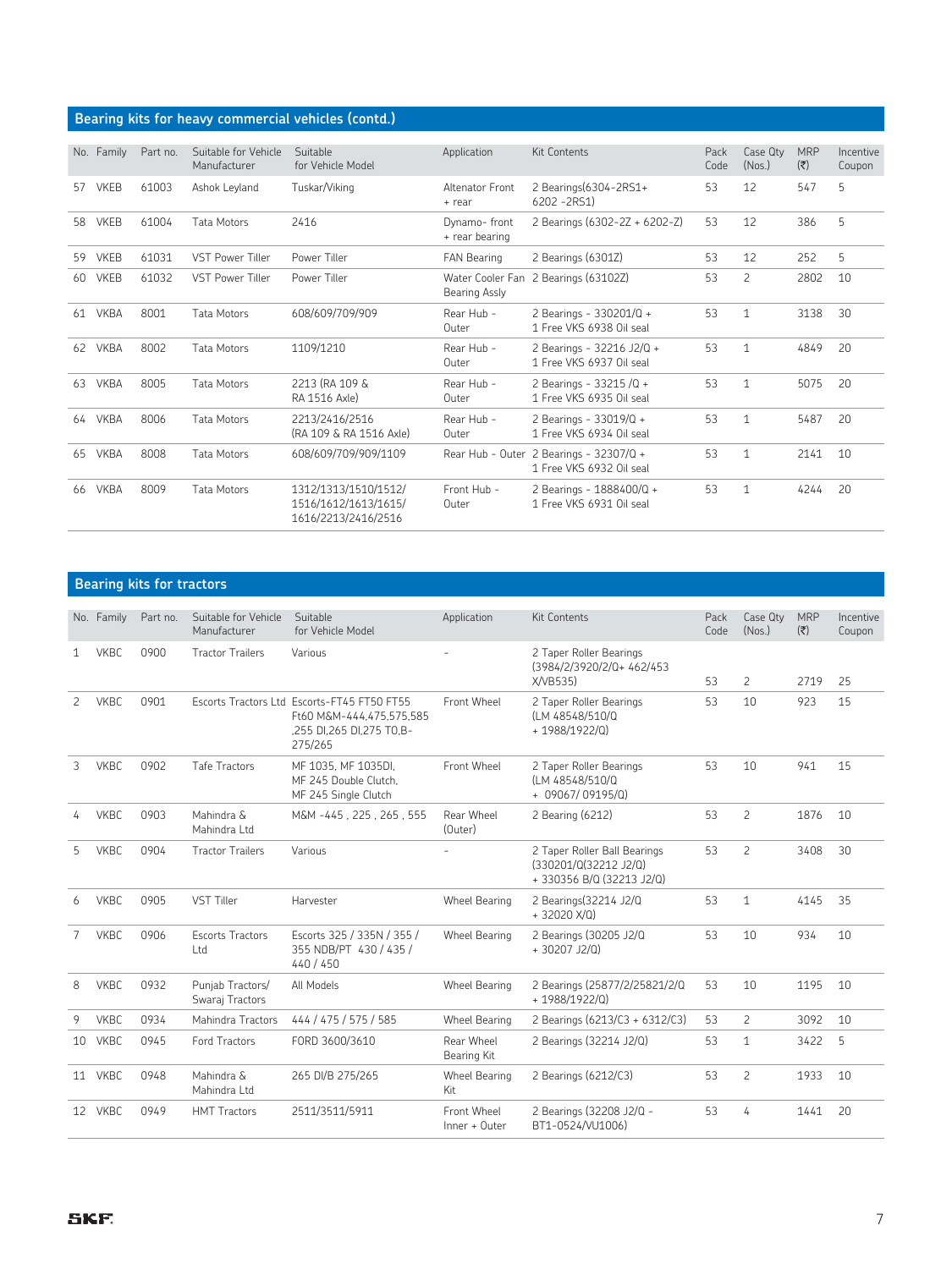## Bearing kits for heavy commercial vehicles (contd.)

| No. | Family | Part no. | Suitable for Vehicle Manufacturer | Suitable for Vehicle Model | Application | Kit Contents | Pack Code | Case Qty (Nos.) | MRP (₹) | Incentive Coupon |
|---|---|---|---|---|---|---|---|---|---|---|
| 57 | VKEB | 61003 | Ashok Leyland | Tuskar/Viking | Altenator Front + rear | 2 Bearings(6304-2RS1+ 6202 -2RS1) | 53 | 12 | 547 | 5 |
| 58 | VKEB | 61004 | Tata Motors | 2416 | Dynamo- front + rear bearing | 2 Bearings (6302-2Z + 6202-Z) | 53 | 12 | 386 | 5 |
| 59 | VKEB | 61031 | VST Power Tiller | Power Tiller | FAN Bearing | 2 Bearings (6301Z) | 53 | 12 | 252 | 5 |
| 60 | VKEB | 61032 | VST Power Tiller | Power Tiller | Water Cooler Fan Bearing Assly | 2 Bearings (63102Z) | 53 | 2 | 2802 | 10 |
| 61 | VKBA | 8001 | Tata Motors | 608/609/709/909 | Rear Hub - Outer | 2 Bearings - 330201/Q + 1 Free VKS 6938 Oil seal | 53 | 1 | 3138 | 30 |
| 62 | VKBA | 8002 | Tata Motors | 1109/1210 | Rear Hub - Outer | 2 Bearings - 32216 J2/Q + 1 Free VKS 6937 Oil seal | 53 | 1 | 4849 | 20 |
| 63 | VKBA | 8005 | Tata Motors | 2213 (RA 109 & RA 1516 Axle) | Rear Hub - Outer | 2 Bearings - 33215 /Q + 1 Free VKS 6935 Oil seal | 53 | 1 | 5075 | 20 |
| 64 | VKBA | 8006 | Tata Motors | 2213/2416/2516 (RA 109 & RA 1516 Axle) | Rear Hub - Outer | 2 Bearings - 33019/Q + 1 Free VKS 6934 Oil seal | 53 | 1 | 5487 | 20 |
| 65 | VKBA | 8008 | Tata Motors | 608/609/709/909/1109 | Rear Hub - Outer | 2 Bearings - 32307/Q + 1 Free VKS 6932 Oil seal | 53 | 1 | 2141 | 10 |
| 66 | VKBA | 8009 | Tata Motors | 1312/1313/1510/1512/ 1516/1612/1613/1615/ 1616/2213/2416/2516 | Front Hub - Outer | 2 Bearings - 1888400/Q + 1 Free VKS 6931 Oil seal | 53 | 1 | 4244 | 20 |

## Bearing kits for tractors

| No. | Family | Part no. | Suitable for Vehicle Manufacturer | Suitable for Vehicle Model | Application | Kit Contents | Pack Code | Case Qty (Nos.) | MRP (₹) | Incentive Coupon |
|---|---|---|---|---|---|---|---|---|---|---|
| 1 | VKBC | 0900 | Tractor Trailers | Various | - | 2 Taper Roller Bearings (3984/2/3920/2/Q+ 462/453 X/VB535) | 53 | 2 | 2719 | 25 |
| 2 | VKBC | 0901 | Escorts Tractors Ltd | Escorts-FT45 FT50 FT55 Ft60 M&M-444,475,575,585 ,255 DI,265 DI,275 TO,B-275/265 | Front Wheel | 2 Taper Roller Bearings (LM 48548/510/Q + 1988/1922/Q) | 53 | 10 | 923 | 15 |
| 3 | VKBC | 0902 | Tafe Tractors | MF 1035, MF 1035DI, MF 245 Double Clutch, MF 245 Single Clutch | Front Wheel | 2 Taper Roller Bearings (LM 48548/510/Q + 09067/ 09195/Q) | 53 | 10 | 941 | 15 |
| 4 | VKBC | 0903 | Mahindra & Mahindra Ltd | M&M -445 , 225 , 265 , 555 | Rear Wheel (Outer) | 2 Bearing (6212) | 53 | 2 | 1876 | 10 |
| 5 | VKBC | 0904 | Tractor Trailers | Various | - | 2 Taper Roller Ball Bearings (330201/Q(32212 J2/Q) + 330356 B/Q (32213 J2/Q) | 53 | 2 | 3408 | 30 |
| 6 | VKBC | 0905 | VST Tiller | Harvester | Wheel Bearing | 2 Bearings(32214 J2/Q + 32020 X/Q) | 53 | 1 | 4145 | 35 |
| 7 | VKBC | 0906 | Escorts Tractors Ltd | Escorts 325 / 335N / 355 / 355 NDB/PT 430 / 435 / 440 / 450 | Wheel Bearing | 2 Bearings (30205 J2/Q + 30207 J2/Q) | 53 | 10 | 934 | 10 |
| 8 | VKBC | 0932 | Punjab Tractors/ Swaraj Tractors | All Models | Wheel Bearing | 2 Bearings (25877/2/25821/2/Q + 1988/1922/Q) | 53 | 10 | 1195 | 10 |
| 9 | VKBC | 0934 | Mahindra Tractors | 444 / 475 / 575 / 585 | Wheel Bearing | 2 Bearings (6213/C3 + 6312/C3) | 53 | 2 | 3092 | 10 |
| 10 | VKBC | 0945 | Ford Tractors | FORD 3600/3610 | Rear Wheel Bearing Kit | 2 Bearings (32214 J2/Q) | 53 | 1 | 3422 | 5 |
| 11 | VKBC | 0948 | Mahindra & Mahindra Ltd | 265 DI/B 275/265 | Wheel Bearing Kit | 2 Bearings (6212/C3) | 53 | 2 | 1933 | 10 |
| 12 | VKBC | 0949 | HMT Tractors | 2511/3511/5911 | Front Wheel Inner + Outer | 2 Bearings (32208 J2/Q - BT1-0524/VU1006) | 53 | 4 | 1441 | 20 |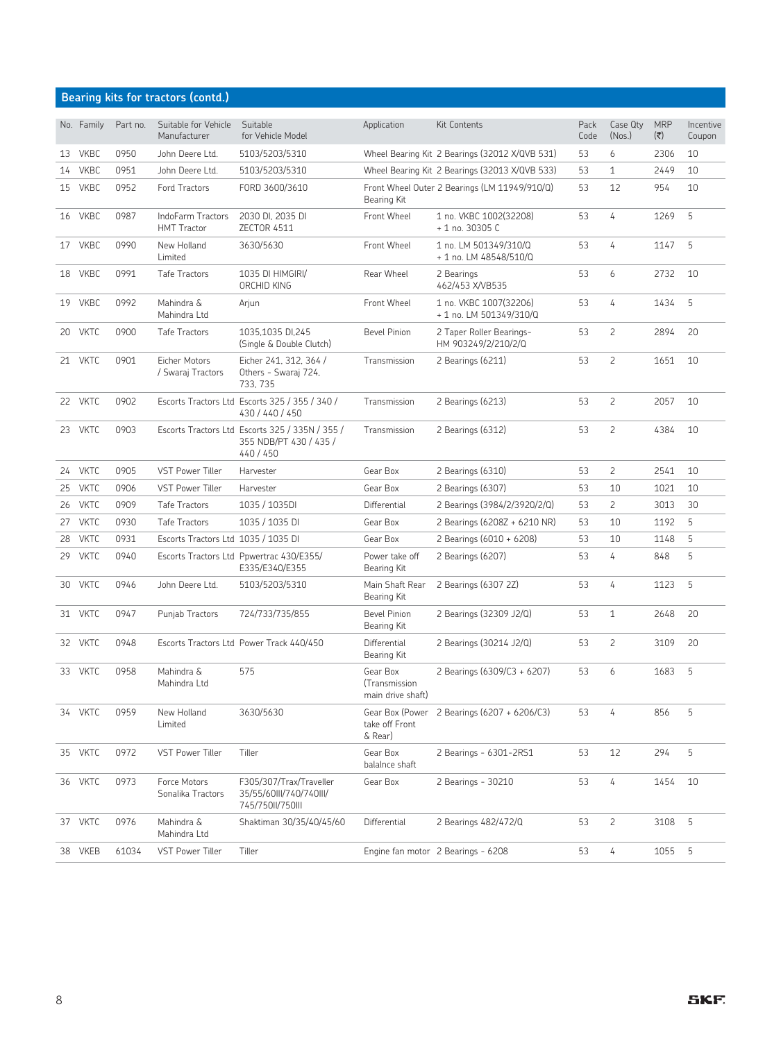## Bearing kits for tractors (contd.)

| No. | Family | Part no. | Suitable for Vehicle Manufacturer | Suitable for Vehicle Model | Application | Kit Contents | Pack Code | Case Qty (Nos.) | MRP (₹) | Incentive Coupon |
|---|---|---|---|---|---|---|---|---|---|---|
| 13 | VKBC | 0950 | John Deere Ltd. | 5103/5203/5310 | Wheel Bearing Kit | 2 Bearings (32012 X/QVB 531) | 53 | 6 | 2306 | 10 |
| 14 | VKBC | 0951 | John Deere Ltd. | 5103/5203/5310 | Wheel Bearing Kit | 2 Bearings (32013 X/QVB 533) | 53 | 1 | 2449 | 10 |
| 15 | VKBC | 0952 | Ford Tractors | FORD 3600/3610 | Front Wheel Outer Bearing Kit | 2 Bearings (LM 11949/910/Q) | 53 | 12 | 954 | 10 |
| 16 | VKBC | 0987 | IndoFarm Tractors HMT Tractor | 2030 DI, 2035 DI ZECTOR 4511 | Front Wheel | 1 no. VKBC 1002(32208) + 1 no. 30305 C | 53 | 4 | 1269 | 5 |
| 17 | VKBC | 0990 | New Holland Limited | 3630/5630 | Front Wheel | 1 no. LM 501349/310/Q + 1 no. LM 48548/510/Q | 53 | 4 | 1147 | 5 |
| 18 | VKBC | 0991 | Tafe Tractors | 1035 DI HIMGIRI/ ORCHID KING | Rear Wheel | 2 Bearings 462/453 X/VB535 | 53 | 6 | 2732 | 10 |
| 19 | VKBC | 0992 | Mahindra & Mahindra Ltd | Arjun | Front Wheel | 1 no. VKBC 1007(32206) + 1 no. LM 501349/310/Q | 53 | 4 | 1434 | 5 |
| 20 | VKTC | 0900 | Tafe Tractors | 1035,1035 DI,245 (Single & Double Clutch) | Bevel Pinion | 2 Taper Roller Bearings- HM 903249/2/210/2/Q | 53 | 2 | 2894 | 20 |
| 21 | VKTC | 0901 | Eicher Motors / Swaraj Tractors | Eicher 241, 312, 364 / Others - Swaraj 724, 733, 735 | Transmission | 2 Bearings (6211) | 53 | 2 | 1651 | 10 |
| 22 | VKTC | 0902 | Escorts Tractors Ltd | Escorts 325 / 355 / 340 / 430 / 440 / 450 | Transmission | 2 Bearings (6213) | 53 | 2 | 2057 | 10 |
| 23 | VKTC | 0903 | Escorts Tractors Ltd | Escorts 325 / 335N / 355 / 355 NDB/PT 430 / 435 / 440 / 450 | Transmission | 2 Bearings (6312) | 53 | 2 | 4384 | 10 |
| 24 | VKTC | 0905 | VST Power Tiller | Harvester | Gear Box | 2 Bearings (6310) | 53 | 2 | 2541 | 10 |
| 25 | VKTC | 0906 | VST Power Tiller | Harvester | Gear Box | 2 Bearings (6307) | 53 | 10 | 1021 | 10 |
| 26 | VKTC | 0909 | Tafe Tractors | 1035 / 1035DI | Differential | 2 Bearings (3984/2/3920/2/Q) | 53 | 2 | 3013 | 30 |
| 27 | VKTC | 0930 | Tafe Tractors | 1035 / 1035 DI | Gear Box | 2 Bearings (6208Z + 6210 NR) | 53 | 10 | 1192 | 5 |
| 28 | VKTC | 0931 | Escorts Tractors Ltd | 1035 / 1035 DI | Gear Box | 2 Bearings (6010 + 6208) | 53 | 10 | 1148 | 5 |
| 29 | VKTC | 0940 | Escorts Tractors Ltd | Ppwertrac 430/E355/ E335/E340/E355 | Power take off Bearing Kit | 2 Bearings (6207) | 53 | 4 | 848 | 5 |
| 30 | VKTC | 0946 | John Deere Ltd. | 5103/5203/5310 | Main Shaft Rear Bearing Kit | 2 Bearings (6307 2Z) | 53 | 4 | 1123 | 5 |
| 31 | VKTC | 0947 | Punjab Tractors | 724/733/735/855 | Bevel Pinion Bearing Kit | 2 Bearings (32309 J2/Q) | 53 | 1 | 2648 | 20 |
| 32 | VKTC | 0948 | Escorts Tractors Ltd | Power Track 440/450 | Differential Bearing Kit | 2 Bearings (30214 J2/Q) | 53 | 2 | 3109 | 20 |
| 33 | VKTC | 0958 | Mahindra & Mahindra Ltd | 575 | Gear Box (Transmission main drive shaft) | 2 Bearings (6309/C3 + 6207) | 53 | 6 | 1683 | 5 |
| 34 | VKTC | 0959 | New Holland Limited | 3630/5630 | Gear Box (Power take off Front & Rear) | 2 Bearings (6207 + 6206/C3) | 53 | 4 | 856 | 5 |
| 35 | VKTC | 0972 | VST Power Tiller | Tiller | Gear Box balalnce shaft | 2 Bearings - 6301-2RS1 | 53 | 12 | 294 | 5 |
| 36 | VKTC | 0973 | Force Motors Sonalika Tractors | F305/307/Trax/Traveller 35/55/60III/740/740III/ 745/750II/750III | Gear Box | 2 Bearings - 30210 | 53 | 4 | 1454 | 10 |
| 37 | VKTC | 0976 | Mahindra & Mahindra Ltd | Shaktiman 30/35/40/45/60 | Differential | 2 Bearings 482/472/Q | 53 | 2 | 3108 | 5 |
| 38 | VKEB | 61034 | VST Power Tiller | Tiller | Engine fan motor | 2 Bearings - 6208 | 53 | 4 | 1055 | 5 |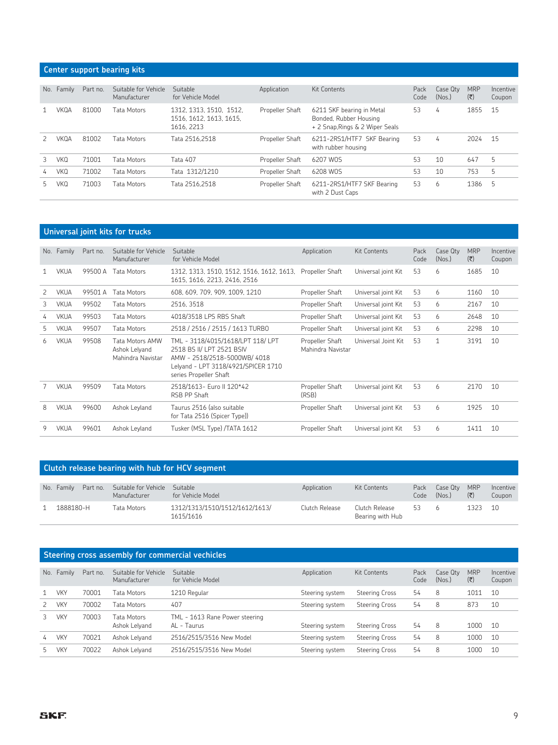## Center support bearing kits

| No. | Family | Part no. | Suitable for Vehicle Manufacturer | Suitable for Vehicle Model | Application | Kit Contents | Pack Code | Case Qty (Nos.) | MRP (₹) | Incentive Coupon |
|---|---|---|---|---|---|---|---|---|---|---|
| 1 | VKQA | 81000 | Tata Motors | 1312, 1313, 1510, 1512, 1516, 1612, 1613, 1615, 1616, 2213 | Propeller Shaft | 6211 SKF bearing in Metal Bonded, Rubber Housing + 2 Snap,Rings & 2 Wiper Seals | 53 | 4 | 1855 | 15 |
| 2 | VKQA | 81002 | Tata Motors | Tata 2516,2518 | Propeller Shaft | 6211-2RS1/HTF7 SKF Bearing with rubber housing | 53 | 4 | 2024 | 15 |
| 3 | VKQ | 71001 | Tata Motors | Tata 407 | Propeller Shaft | 6207 WOS | 53 | 10 | 647 | 5 |
| 4 | VKQ | 71002 | Tata Motors | Tata 1312/1210 | Propeller Shaft | 6208 WOS | 53 | 10 | 753 | 5 |
| 5 | VKQ | 71003 | Tata Motors | Tata 2516,2518 | Propeller Shaft | 6211-2RS1/HTF7 SKF Bearing with 2 Dust Caps | 53 | 6 | 1386 | 5 |

## Universal joint kits for trucks

| No. | Family | Part no. | Suitable for Vehicle Manufacturer | Suitable for Vehicle Model | Application | Kit Contents | Pack Code | Case Qty (Nos.) | MRP (₹) | Incentive Coupon |
|---|---|---|---|---|---|---|---|---|---|---|
| 1 | VKUA | 99500 A | Tata Motors | 1312, 1313, 1510, 1512, 1516, 1612, 1613, 1615, 1616, 2213, 2416, 2516 | Propeller Shaft | Universal joint Kit | 53 | 6 | 1685 | 10 |
| 2 | VKUA | 99501 A | Tata Motors | 608, 609, 709, 909, 1009, 1210 | Propeller Shaft | Universal joint Kit | 53 | 6 | 1160 | 10 |
| 3 | VKUA | 99502 | Tata Motors | 2516, 3518 | Propeller Shaft | Universal joint Kit | 53 | 6 | 2167 | 10 |
| 4 | VKUA | 99503 | Tata Motors | 4018/3518 LPS RBS Shaft | Propeller Shaft | Universal joint Kit | 53 | 6 | 2648 | 10 |
| 5 | VKUA | 99507 | Tata Motors | 2518 / 2516 / 2515 / 1613 TURBO | Propeller Shaft | Universal joint Kit | 53 | 6 | 2298 | 10 |
| 6 | VKUA | 99508 | Tata Motors AMW Ashok Lelyand Mahindra Navistar | TML - 3118/4015/1618/LPT 118/ LPT 2518 BS II/ LPT 2521 BSIV AMW - 2518/2518-5000WB/ 4018 Lelyand - LPT 3118/4921/SPICER 1710 series Propeller Shaft | Propeller Shaft Mahindra Navistar | Universal Joint Kit | 53 | 1 | 3191 | 10 |
| 7 | VKUA | 99509 | Tata Motors | 2518/1613- Euro II 120*42 RSB PP Shaft | Propeller Shaft (RSB) | Universal joint Kit | 53 | 6 | 2170 | 10 |
| 8 | VKUA | 99600 | Ashok Leyland | Taurus 2516 (also suitable for Tata 2516 (Spicer Type)) | Propeller Shaft | Universal joint Kit | 53 | 6 | 1925 | 10 |
| 9 | VKUA | 99601 | Ashok Leyland | Tusker (MSL Type) /TATA 1612 | Propeller Shaft | Universal joint Kit | 53 | 6 | 1411 | 10 |

## Clutch release bearing with hub for HCV segment

| No. | Family | Part no. | Suitable for Vehicle Manufacturer | Suitable for Vehicle Model | Application | Kit Contents | Pack Code | Case Qty (Nos.) | MRP (₹) | Incentive Coupon |
|---|---|---|---|---|---|---|---|---|---|---|
| 1 | 1888180-H | | Tata Motors | 1312/1313/1510/1512/1612/1613/ 1615/1616 | Clutch Release | Clutch Release Bearing with Hub | 53 | 6 | 1323 | 10 |

## Steering cross assembly for commercial vechicles

| No. | Family | Part no. | Suitable for Vehicle Manufacturer | Suitable for Vehicle Model | Application | Kit Contents | Pack Code | Case Qty (Nos.) | MRP (₹) | Incentive Coupon |
|---|---|---|---|---|---|---|---|---|---|---|
| 1 | VKY | 70001 | Tata Motors | 1210 Regular | Steering system | Steering Cross | 54 | 8 | 1011 | 10 |
| 2 | VKY | 70002 | Tata Motors | 407 | Steering system | Steering Cross | 54 | 8 | 873 | 10 |
| 3 | VKY | 70003 | Tata Motors Ashok Leyland | TML - 1613 Rane Power steering AL - Taurus | Steering system | Steering Cross | 54 | 8 | 1000 | 10 |
| 4 | VKY | 70021 | Ashok Leyland | 2516/2515/3516 New Model | Steering system | Steering Cross | 54 | 8 | 1000 | 10 |
| 5 | VKY | 70022 | Ashok Leyland | 2516/2515/3516 New Model | Steering system | Steering Cross | 54 | 8 | 1000 | 10 |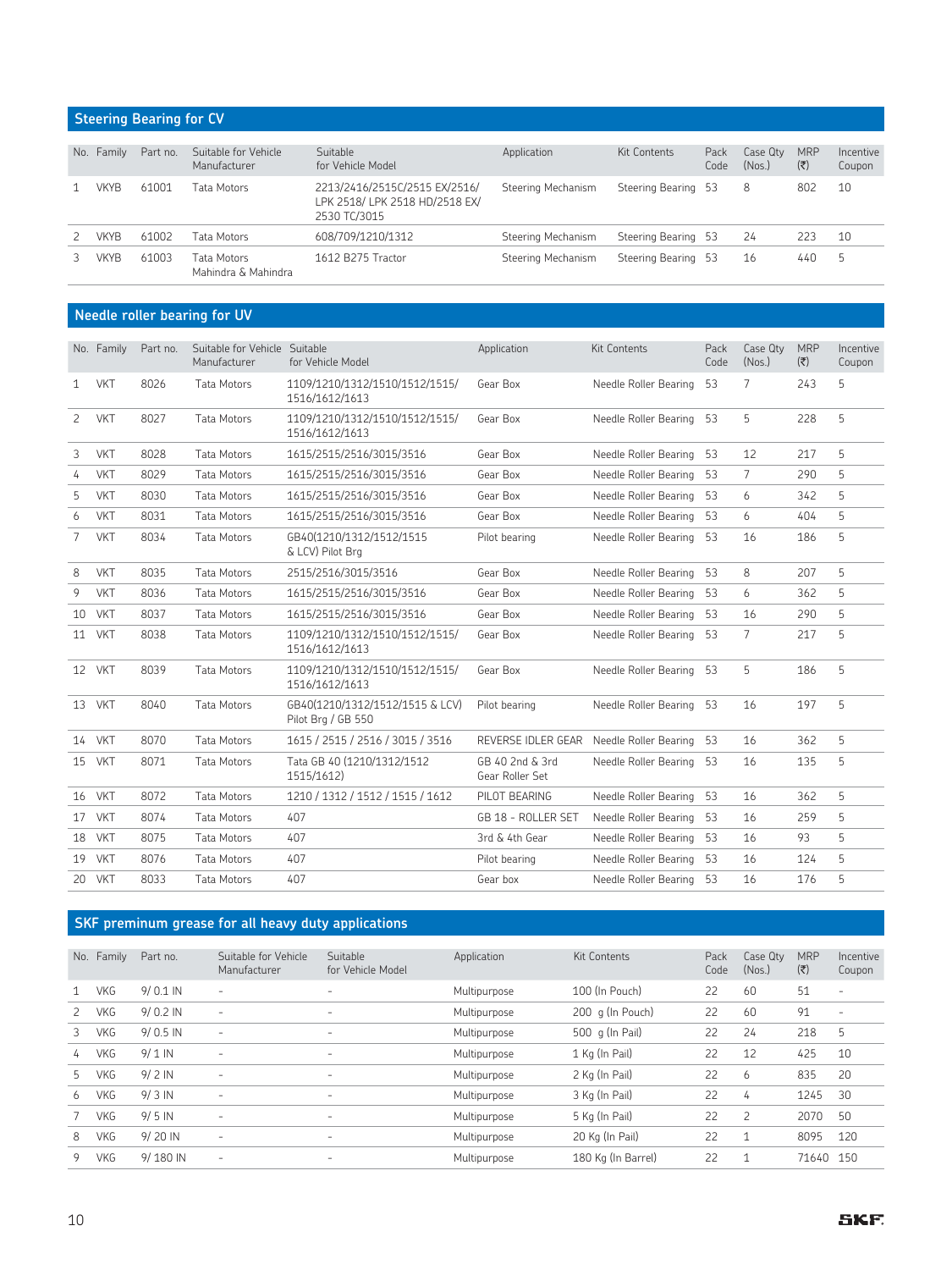## Steering Bearing for CV

| No. | Family | Part no. | Suitable for Vehicle Manufacturer | Suitable for Vehicle Model | Application | Kit Contents | Pack Code | Case Qty (Nos.) | MRP (₹) | Incentive Coupon |
|---|---|---|---|---|---|---|---|---|---|---|
| 1 | VKYB | 61001 | Tata Motors | 2213/2416/2515C/2515 EX/2516/ LPK 2518/ LPK 2518 HD/2518 EX/ 2530 TC/3015 | Steering Mechanism | Steering Bearing | 53 | 8 | 802 | 10 |
| 2 | VKYB | 61002 | Tata Motors | 608/709/1210/1312 | Steering Mechanism | Steering Bearing | 53 | 24 | 223 | 10 |
| 3 | VKYB | 61003 | Tata Motors Mahindra & Mahindra | 1612 B275 Tractor | Steering Mechanism | Steering Bearing | 53 | 16 | 440 | 5 |

## Needle roller bearing for UV

| No. | Family | Part no. | Suitable for Vehicle Manufacturer | Suitable for Vehicle Model | Application | Kit Contents | Pack Code | Case Qty (Nos.) | MRP (₹) | Incentive Coupon |
|---|---|---|---|---|---|---|---|---|---|---|
| 1 | VKT | 8026 | Tata Motors | 1109/1210/1312/1510/1512/1515/ 1516/1612/1613 | Gear Box | Needle Roller Bearing | 53 | 7 | 243 | 5 |
| 2 | VKT | 8027 | Tata Motors | 1109/1210/1312/1510/1512/1515/ 1516/1612/1613 | Gear Box | Needle Roller Bearing | 53 | 5 | 228 | 5 |
| 3 | VKT | 8028 | Tata Motors | 1615/2515/2516/3015/3516 | Gear Box | Needle Roller Bearing | 53 | 12 | 217 | 5 |
| 4 | VKT | 8029 | Tata Motors | 1615/2515/2516/3015/3516 | Gear Box | Needle Roller Bearing | 53 | 7 | 290 | 5 |
| 5 | VKT | 8030 | Tata Motors | 1615/2515/2516/3015/3516 | Gear Box | Needle Roller Bearing | 53 | 6 | 342 | 5 |
| 6 | VKT | 8031 | Tata Motors | 1615/2515/2516/3015/3516 | Gear Box | Needle Roller Bearing | 53 | 6 | 404 | 5 |
| 7 | VKT | 8034 | Tata Motors | GB40(1210/1312/1512/1515 & LCV) Pilot Brg | Pilot bearing | Needle Roller Bearing | 53 | 16 | 186 | 5 |
| 8 | VKT | 8035 | Tata Motors | 2515/2516/3015/3516 | Gear Box | Needle Roller Bearing | 53 | 8 | 207 | 5 |
| 9 | VKT | 8036 | Tata Motors | 1615/2515/2516/3015/3516 | Gear Box | Needle Roller Bearing | 53 | 6 | 362 | 5 |
| 10 | VKT | 8037 | Tata Motors | 1615/2515/2516/3015/3516 | Gear Box | Needle Roller Bearing | 53 | 16 | 290 | 5 |
| 11 | VKT | 8038 | Tata Motors | 1109/1210/1312/1510/1512/1515/ 1516/1612/1613 | Gear Box | Needle Roller Bearing | 53 | 7 | 217 | 5 |
| 12 | VKT | 8039 | Tata Motors | 1109/1210/1312/1510/1512/1515/ 1516/1612/1613 | Gear Box | Needle Roller Bearing | 53 | 5 | 186 | 5 |
| 13 | VKT | 8040 | Tata Motors | GB40(1210/1312/1512/1515 & LCV) Pilot Brg / GB 550 | Pilot bearing | Needle Roller Bearing | 53 | 16 | 197 | 5 |
| 14 | VKT | 8070 | Tata Motors | 1615 / 2515 / 2516 / 3015 / 3516 | REVERSE IDLER GEAR | Needle Roller Bearing | 53 | 16 | 362 | 5 |
| 15 | VKT | 8071 | Tata Motors | Tata GB 40 (1210/1312/1512 1515/1612) | GB 40 2nd & 3rd Gear Roller Set | Needle Roller Bearing | 53 | 16 | 135 | 5 |
| 16 | VKT | 8072 | Tata Motors | 1210 / 1312 / 1512 / 1515 / 1612 | PILOT BEARING | Needle Roller Bearing | 53 | 16 | 362 | 5 |
| 17 | VKT | 8074 | Tata Motors | 407 | GB 18 - ROLLER SET | Needle Roller Bearing | 53 | 16 | 259 | 5 |
| 18 | VKT | 8075 | Tata Motors | 407 | 3rd & 4th Gear | Needle Roller Bearing | 53 | 16 | 93 | 5 |
| 19 | VKT | 8076 | Tata Motors | 407 | Pilot bearing | Needle Roller Bearing | 53 | 16 | 124 | 5 |
| 20 | VKT | 8033 | Tata Motors | 407 | Gear box | Needle Roller Bearing | 53 | 16 | 176 | 5 |

## SKF preminum grease for all heavy duty applications

| No. | Family | Part no. | Suitable for Vehicle Manufacturer | Suitable for Vehicle Model | Application | Kit Contents | Pack Code | Case Qty (Nos.) | MRP (₹) | Incentive Coupon |
|---|---|---|---|---|---|---|---|---|---|---|
| 1 | VKG | 9/ 0.1 IN | - | - | Multipurpose | 100 (In Pouch) | 22 | 60 | 51 | - |
| 2 | VKG | 9/ 0.2 IN | - | - | Multipurpose | 200 g (In Pouch) | 22 | 60 | 91 | - |
| 3 | VKG | 9/ 0.5 IN | - | - | Multipurpose | 500 g (In Pail) | 22 | 24 | 218 | 5 |
| 4 | VKG | 9/ 1 IN | - | - | Multipurpose | 1 Kg (In Pail) | 22 | 12 | 425 | 10 |
| 5 | VKG | 9/ 2 IN | - | - | Multipurpose | 2 Kg (In Pail) | 22 | 6 | 835 | 20 |
| 6 | VKG | 9/ 3 IN | - | - | Multipurpose | 3 Kg (In Pail) | 22 | 4 | 1245 | 30 |
| 7 | VKG | 9/ 5 IN | - | - | Multipurpose | 5 Kg (In Pail) | 22 | 2 | 2070 | 50 |
| 8 | VKG | 9/ 20 IN | - | - | Multipurpose | 20 Kg (In Pail) | 22 | 1 | 8095 | 120 |
| 9 | VKG | 9/ 180 IN | - | - | Multipurpose | 180 Kg (In Barrel) | 22 | 1 | 71640 | 150 |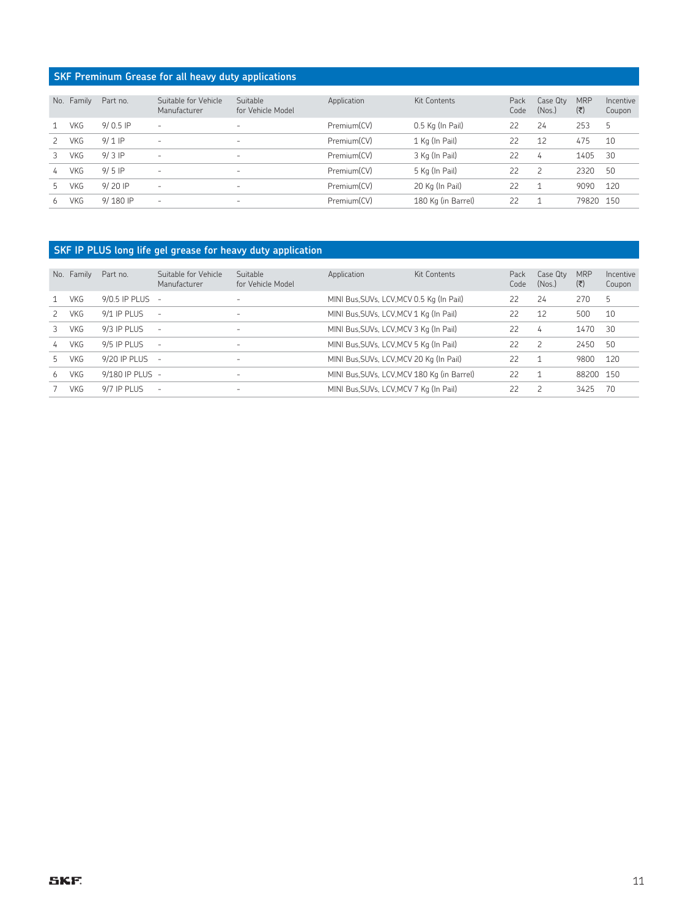## SKF Preminum Grease for all heavy duty applications

| No. | Family | Part no. | Suitable for Vehicle Manufacturer | Suitable for Vehicle Model | Application | Kit Contents | Pack Code | Case Qty (Nos.) | MRP (₹) | Incentive Coupon |
|---|---|---|---|---|---|---|---|---|---|---|
| 1 | VKG | 9/ 0.5 IP | - | - | Premium(CV) | 0.5 Kg (In Pail) | 22 | 24 | 253 | 5 |
| 2 | VKG | 9/ 1 IP | - | - | Premium(CV) | 1 Kg (In Pail) | 22 | 12 | 475 | 10 |
| 3 | VKG | 9/ 3 IP | - | - | Premium(CV) | 3 Kg (In Pail) | 22 | 4 | 1405 | 30 |
| 4 | VKG | 9/ 5 IP | - | - | Premium(CV) | 5 Kg (In Pail) | 22 | 2 | 2320 | 50 |
| 5 | VKG | 9/ 20 IP | - | - | Premium(CV) | 20 Kg (In Pail) | 22 | 1 | 9090 | 120 |
| 6 | VKG | 9/ 180 IP | - | - | Premium(CV) | 180 Kg (in Barrel) | 22 | 1 | 79820 | 150 |

## SKF IP PLUS long life gel grease for heavy duty application

| No. | Family | Part no. | Suitable for Vehicle Manufacturer | Suitable for Vehicle Model | Application | Kit Contents | Pack Code | Case Qty (Nos.) | MRP (₹) | Incentive Coupon |
|---|---|---|---|---|---|---|---|---|---|---|
| 1 | VKG | 9/0.5 IP PLUS | - | - | MINI Bus,SUVs, LCV,MCV | 0.5 Kg (In Pail) | 22 | 24 | 270 | 5 |
| 2 | VKG | 9/1 IP PLUS | - | - | MINI Bus,SUVs, LCV,MCV | 1 Kg (In Pail) | 22 | 12 | 500 | 10 |
| 3 | VKG | 9/3 IP PLUS | - | - | MINI Bus,SUVs, LCV,MCV | 3 Kg (In Pail) | 22 | 4 | 1470 | 30 |
| 4 | VKG | 9/5 IP PLUS | - | - | MINI Bus,SUVs, LCV,MCV | 5 Kg (In Pail) | 22 | 2 | 2450 | 50 |
| 5 | VKG | 9/20 IP PLUS | - | - | MINI Bus,SUVs, LCV,MCV | 20 Kg (In Pail) | 22 | 1 | 9800 | 120 |
| 6 | VKG | 9/180 IP PLUS | - | - | MINI Bus,SUVs, LCV,MCV | 180 Kg (in Barrel) | 22 | 1 | 88200 | 150 |
| 7 | VKG | 9/7 IP PLUS | - | - | MINI Bus,SUVs, LCV,MCV | 7 Kg (In Pail) | 22 | 2 | 3425 | 70 |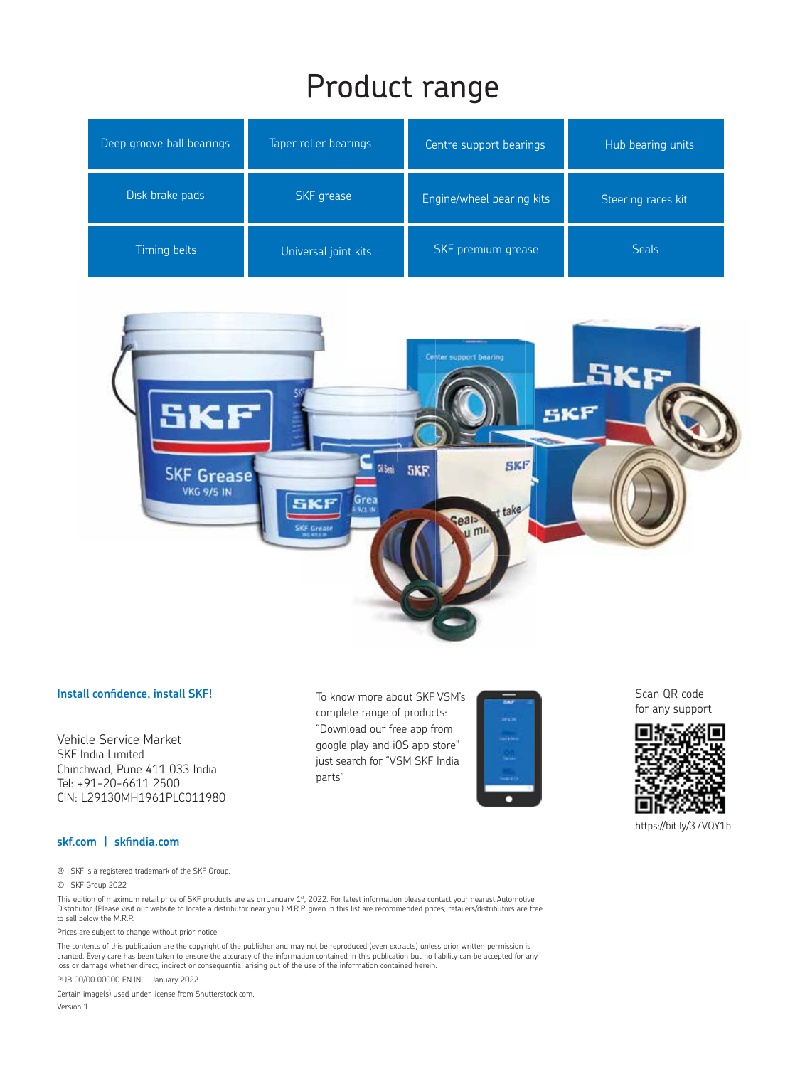# Product range

| | | | |
|---|---|---|---|
| Deep groove ball bearings | Taper roller bearings | Centre support bearings | Hub bearing units |
| Disk brake pads | SKF grease | Engine/wheel bearing kits | Steering races kit |
| Timing belts | Universal joint kits | SKF premium grease | Seals |

**Install confidence, install SKF!**

Vehicle Service Market
SKF India Limited
Chinchwad, Pune 411 033 India
Tel: +91-20-6611 2500
CIN: L29130MH1961PLC011980

To know more about SKF VSM's complete range of products: "Download our free app from google play and iOS app store" just search for "VSM SKF India parts"

Scan QR code for any support

https://bit.ly/37VQY1b

**skf.com | skfindia.com**

® SKF is a registered trademark of the SKF Group.

© SKF Group 2022

This edition of maximum retail price of SKF products are as on January 1st, 2022. For latest information please contact your nearest Automotive Distributor. (Please visit our website to locate a distributor near you.) M.R.P. given in this list are recommended prices, retailers/distributors are free to sell below the M.R.P.

Prices are subject to change without prior notice.

The contents of this publication are the copyright of the publisher and may not be reproduced (even extracts) unless prior written permission is granted. Every care has been taken to ensure the accuracy of the information contained in this publication but no liability can be accepted for any loss or damage whether direct, indirect or consequential arising out of the use of the information contained herein.

PUB 00/00 00000 EN.IN · January 2022

Certain image(s) used under license from Shutterstock.com.

Version 1